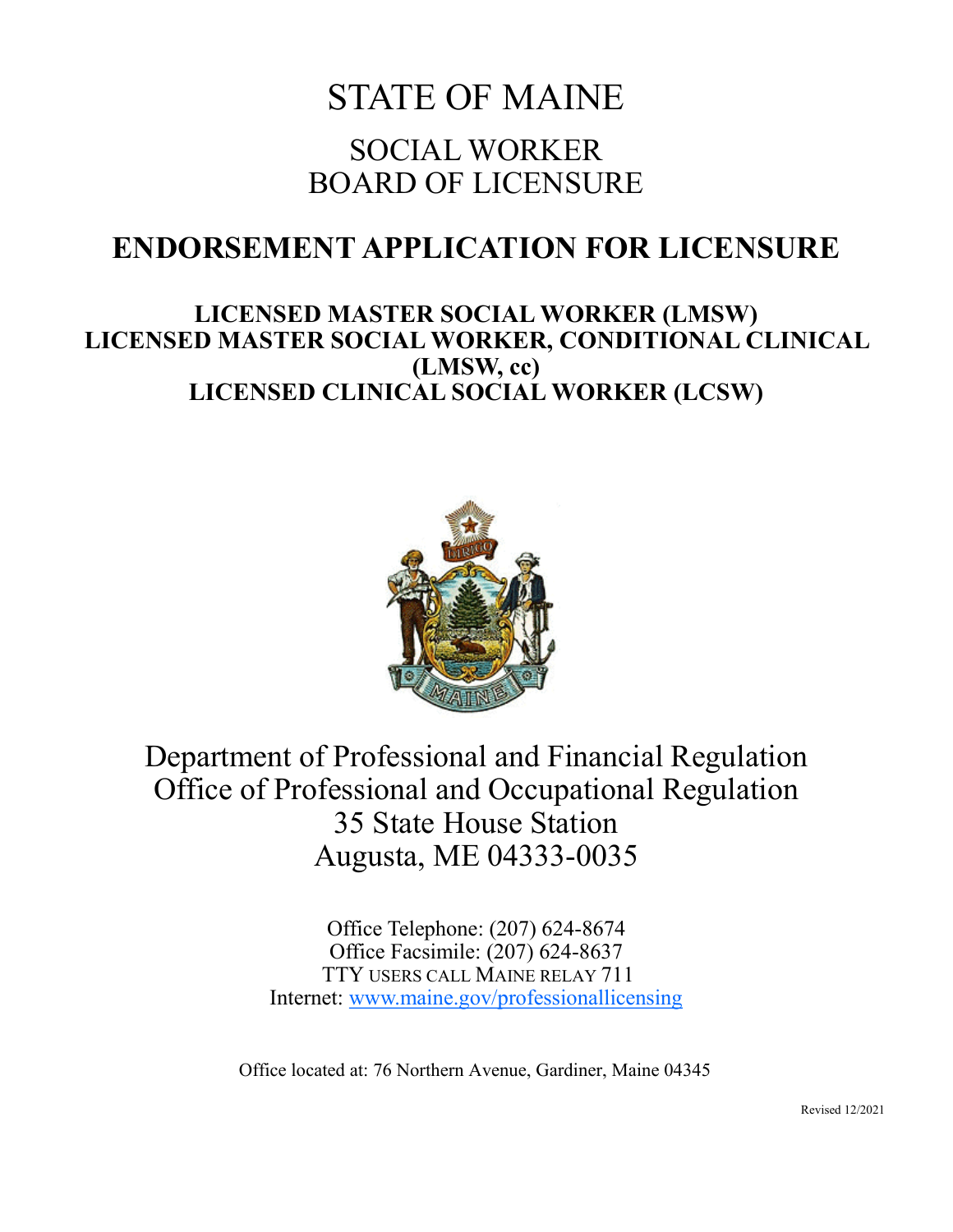# STATE OF MAINE

## SOCIAL WORKER
## BOARD OF LICENSURE

# ENDORSEMENT APPLICATION FOR LICENSURE

**LICENSED MASTER SOCIAL WORKER (LMSW)**
**LICENSED MASTER SOCIAL WORKER, CONDITIONAL CLINICAL (LMSW, cc)**
**LICENSED CLINICAL SOCIAL WORKER (LCSW)**

Department of Professional and Financial Regulation
Office of Professional and Occupational Regulation
35 State House Station
Augusta, ME 04333-0035

Office Telephone: (207) 624-8674
Office Facsimile: (207) 624-8637
TTY USERS CALL MAINE RELAY 711
Internet: www.maine.gov/professionallicensing

Office located at: 76 Northern Avenue, Gardiner, Maine 04345

Revised 12/2021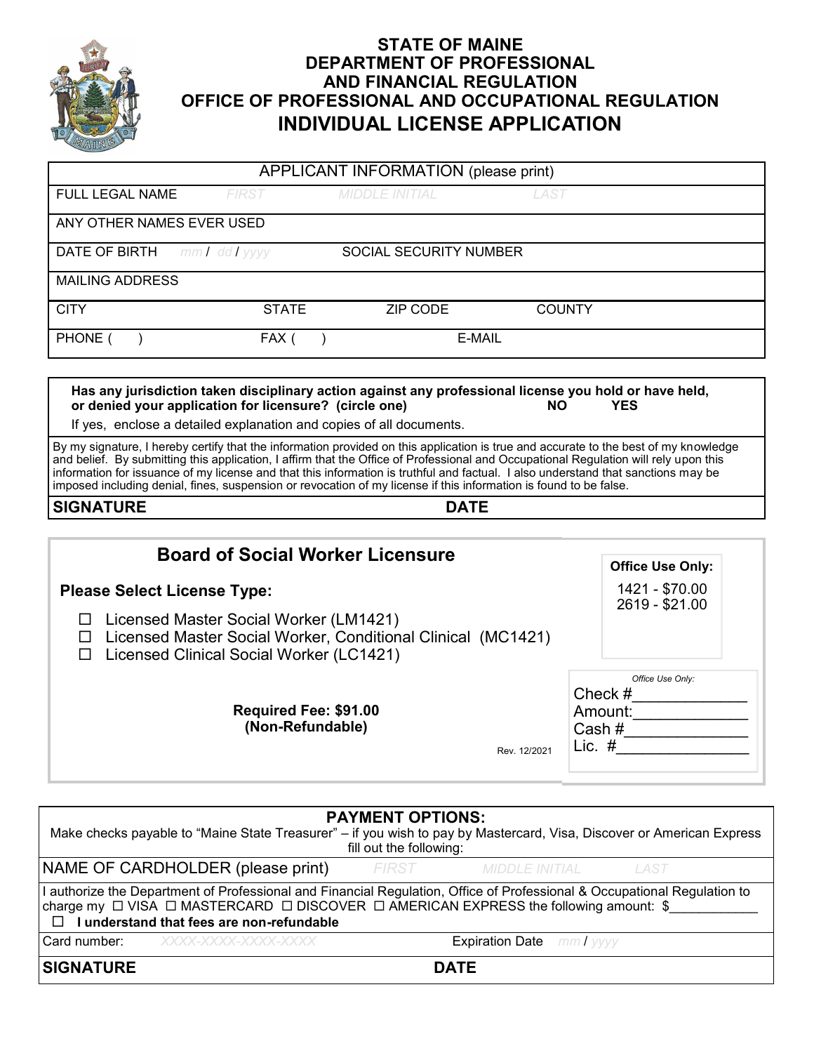# STATE OF MAINE
# DEPARTMENT OF PROFESSIONAL AND FINANCIAL REGULATION
# OFFICE OF PROFESSIONAL AND OCCUPATIONAL REGULATION
# INDIVIDUAL LICENSE APPLICATION

| APPLICANT INFORMATION (please print) | | | |
|---|---|---|---|
| FULL LEGAL NAME FIRST | MIDDLE INITIAL | LAST | |
| ANY OTHER NAMES EVER USED | | | |
| DATE OF BIRTH mm / dd / yyyy | SOCIAL SECURITY NUMBER | | |
| MAILING ADDRESS | | | |
| CITY | STATE | ZIP CODE | COUNTY |
| PHONE ( ) | FAX ( ) | E-MAIL | |

**Has any jurisdiction taken disciplinary action against any professional license you hold or have held, or denied your application for licensure? (circle one)** **NO** **YES**

If yes, enclose a detailed explanation and copies of all documents.

By my signature, I hereby certify that the information provided on this application is true and accurate to the best of my knowledge and belief. By submitting this application, I affirm that the Office of Professional and Occupational Regulation will rely upon this information for issuance of my license and that this information is truthful and factual. I also understand that sanctions may be imposed including denial, fines, suspension or revocation of my license if this information is found to be false.

**SIGNATURE** **DATE**

## Board of Social Worker Licensure

**Please Select License Type:**

- ☐ Licensed Master Social Worker (LM1421)
- ☐ Licensed Master Social Worker, Conditional Clinical (MC1421)
- ☐ Licensed Clinical Social Worker (LC1421)

**Required Fee: $91.00**
**(Non-Refundable)**

Rev. 12/2021

**Office Use Only:**
1421 - $70.00
2619 - $21.00

*Office Use Only:*
Check #\_\_\_\_\_\_\_\_\_\_\_\_
Amount:\_\_\_\_\_\_\_\_\_\_\_\_
Cash #\_\_\_\_\_\_\_\_\_\_\_\_
Lic. #\_\_\_\_\_\_\_\_\_\_\_\_

## PAYMENT OPTIONS:

Make checks payable to "Maine State Treasurer" – if you wish to pay by Mastercard, Visa, Discover or American Express fill out the following:

| | |
|---|---|
| NAME OF CARDHOLDER (please print) FIRST MIDDLE INITIAL LAST | |
| I authorize the Department of Professional and Financial Regulation, Office of Professional & Occupational Regulation to charge my ☐ VISA ☐ MASTERCARD ☐ DISCOVER ☐ AMERICAN EXPRESS the following amount: $\_\_\_\_\_\_\_\_\_\_\_\_<br>☐ **I understand that fees are non-refundable** | |
| Card number: XXXX-XXXX-XXXX-XXXX | Expiration Date mm / yyyy |
| **SIGNATURE** | **DATE** |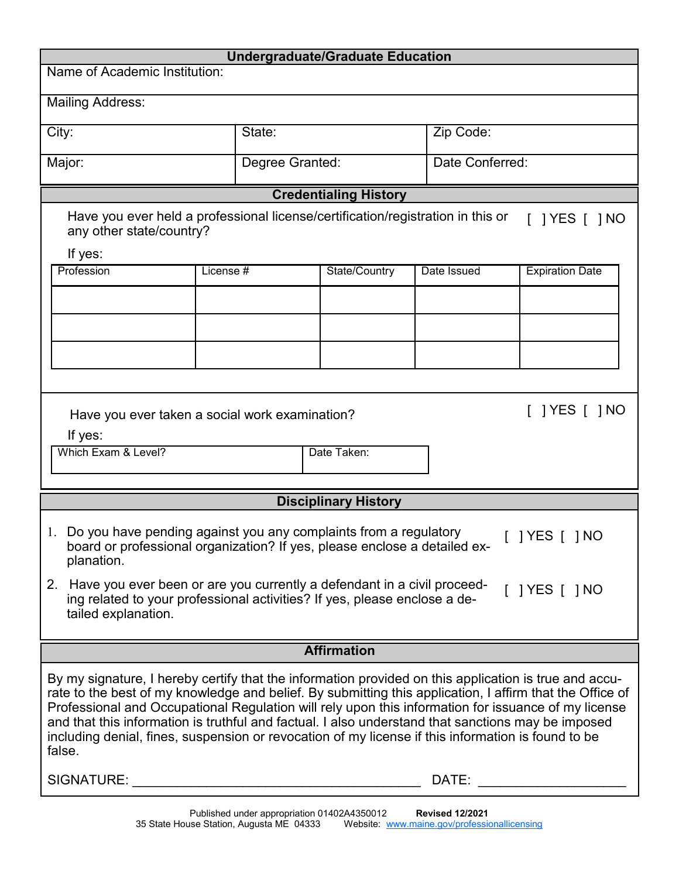## Undergraduate/Graduate Education

| Name of Academic Institution: | | |
|---|---|---|
| Mailing Address: | | |
| City: | State: | Zip Code: |
| Major: | Degree Granted: | Date Conferred: |

## Credentialing History

Have you ever held a professional license/certification/registration in this or any other state/country? [ ] YES [ ] NO

If yes:

| Profession | License # | State/Country | Date Issued | Expiration Date |
|---|---|---|---|---|
| | | | | |
| | | | | |
| | | | | |

Have you ever taken a social work examination? [ ] YES [ ] NO

If yes:

| Which Exam & Level? | Date Taken: |
|---|---|
| | |

## Disciplinary History

1. Do you have pending against you any complaints from a regulatory board or professional organization? If yes, please enclose a detailed explanation. [ ] YES [ ] NO
2. Have you ever been or are you currently a defendant in a civil proceeding related to your professional activities? If yes, please enclose a detailed explanation. [ ] YES [ ] NO

## Affirmation

By my signature, I hereby certify that the information provided on this application is true and accurate to the best of my knowledge and belief. By submitting this application, I affirm that the Office of Professional and Occupational Regulation will rely upon this information for issuance of my license and that this information is truthful and factual. I also understand that sanctions may be imposed including denial, fines, suspension or revocation of my license if this information is found to be false.

SIGNATURE: ______________________________________ DATE: ____________________

Published under appropriation 01402A4350012 **Revised 12/2021**
35 State House Station, Augusta ME 04333 Website: www.maine.gov/professionallicensing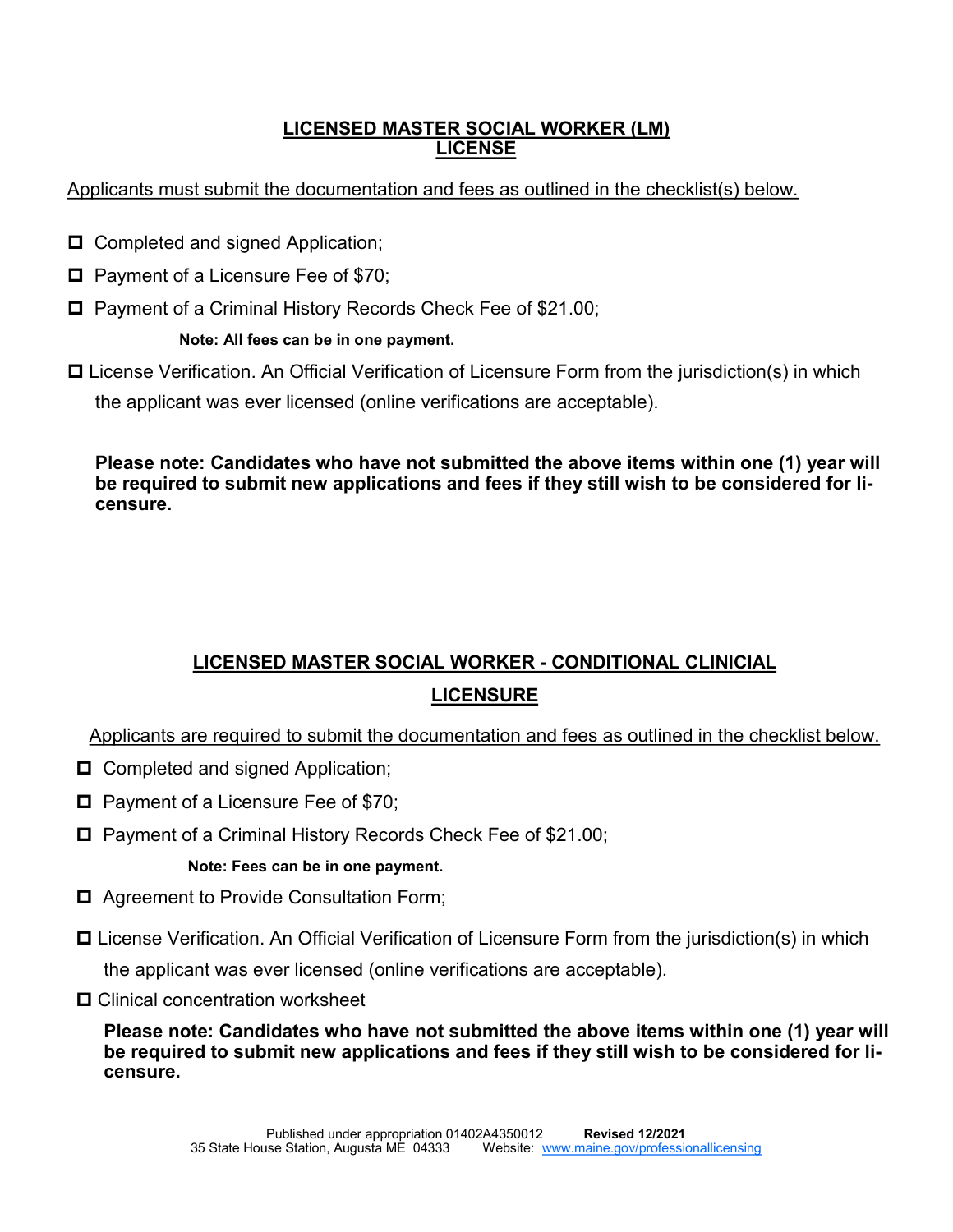## LICENSED MASTER SOCIAL WORKER (LM) LICENSE

Applicants must submit the documentation and fees as outlined in the checklist(s) below.

- ☐ Completed and signed Application;
- ☐ Payment of a Licensure Fee of $70;
- ☐ Payment of a Criminal History Records Check Fee of $21.00;

  **Note: All fees can be in one payment.**

- ☐ License Verification. An Official Verification of Licensure Form from the jurisdiction(s) in which the applicant was ever licensed (online verifications are acceptable).

**Please note: Candidates who have not submitted the above items within one (1) year will be required to submit new applications and fees if they still wish to be considered for licensure.**

## LICENSED MASTER SOCIAL WORKER - CONDITIONAL CLINICIAL LICENSURE

Applicants are required to submit the documentation and fees as outlined in the checklist below.

- ☐ Completed and signed Application;
- ☐ Payment of a Licensure Fee of $70;
- ☐ Payment of a Criminal History Records Check Fee of $21.00;

  **Note: Fees can be in one payment.**

- ☐ Agreement to Provide Consultation Form;
- ☐ License Verification. An Official Verification of Licensure Form from the jurisdiction(s) in which the applicant was ever licensed (online verifications are acceptable).
- ☐ Clinical concentration worksheet

**Please note: Candidates who have not submitted the above items within one (1) year will be required to submit new applications and fees if they still wish to be considered for licensure.**

Published under appropriation 01402A4350012 **Revised 12/2021**
35 State House Station, Augusta ME 04333 Website: www.maine.gov/professionallicensing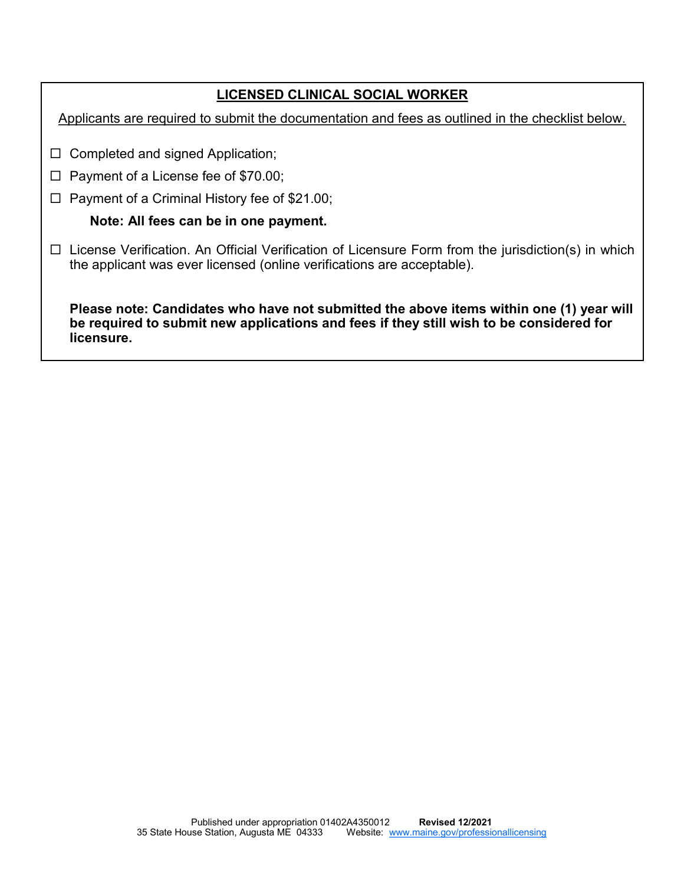## LICENSED CLINICAL SOCIAL WORKER

Applicants are required to submit the documentation and fees as outlined in the checklist below.

- ☐ Completed and signed Application;
- ☐ Payment of a License fee of $70.00;
- ☐ Payment of a Criminal History fee of $21.00;

  **Note: All fees can be in one payment.**

- ☐ License Verification. An Official Verification of Licensure Form from the jurisdiction(s) in which the applicant was ever licensed (online verifications are acceptable).

**Please note: Candidates who have not submitted the above items within one (1) year will be required to submit new applications and fees if they still wish to be considered for licensure.**

Published under appropriation 01402A4350012 **Revised 12/2021**
35 State House Station, Augusta ME 04333 Website: www.maine.gov/professionallicensing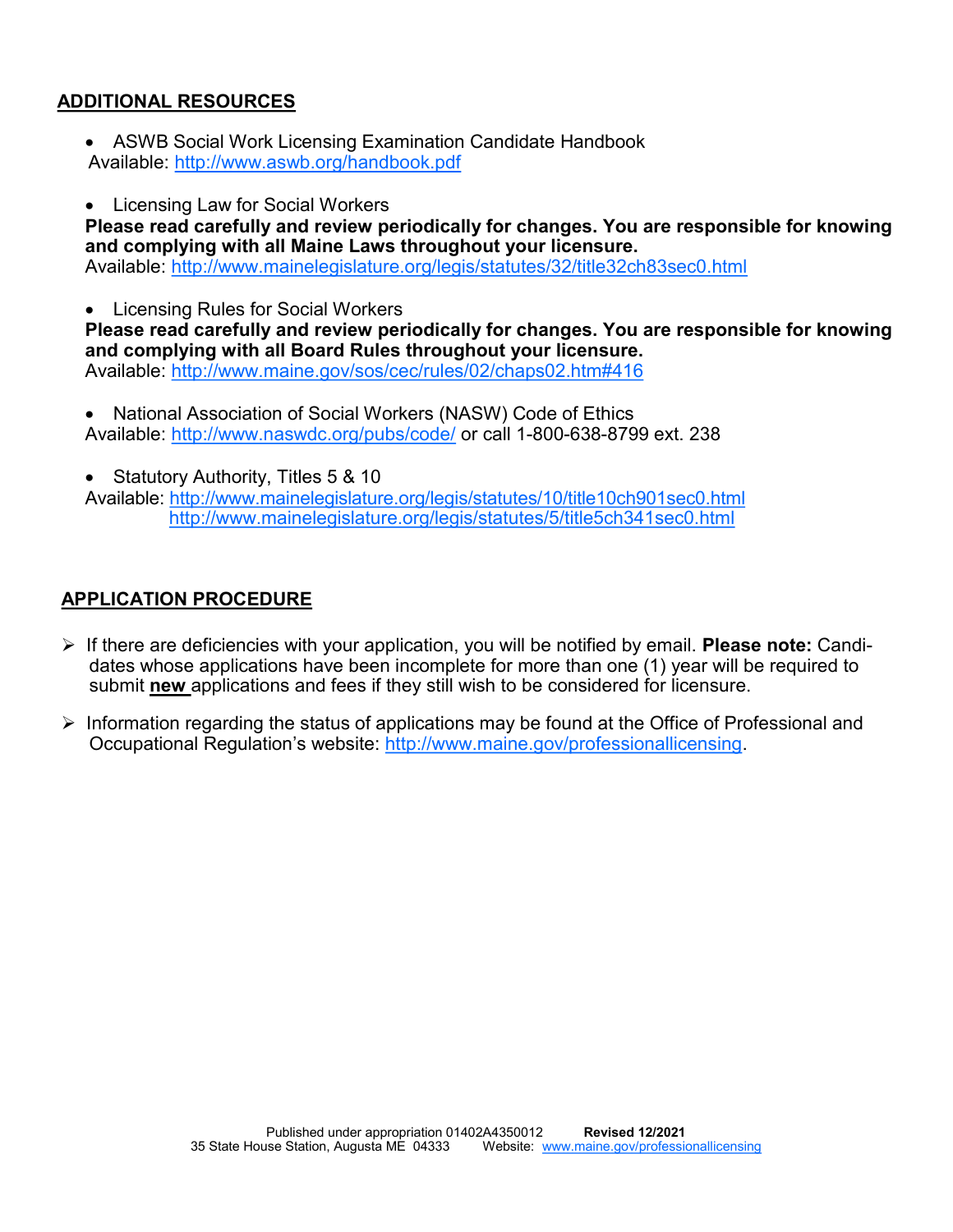## ADDITIONAL RESOURCES

- ASWB Social Work Licensing Examination Candidate Handbook
  Available: http://www.aswb.org/handbook.pdf

- Licensing Law for Social Workers
  **Please read carefully and review periodically for changes. You are responsible for knowing and complying with all Maine Laws throughout your licensure.**
  Available: http://www.mainelegislature.org/legis/statutes/32/title32ch83sec0.html

- Licensing Rules for Social Workers
  **Please read carefully and review periodically for changes. You are responsible for knowing and complying with all Board Rules throughout your licensure.**
  Available: http://www.maine.gov/sos/cec/rules/02/chaps02.htm#416

- National Association of Social Workers (NASW) Code of Ethics
  Available: http://www.naswdc.org/pubs/code/ or call 1-800-638-8799 ext. 238

- Statutory Authority, Titles 5 & 10
  Available: http://www.mainelegislature.org/legis/statutes/10/title10ch901sec0.html
  http://www.mainelegislature.org/legis/statutes/5/title5ch341sec0.html

## APPLICATION PROCEDURE

- If there are deficiencies with your application, you will be notified by email. **Please note:** Candidates whose applications have been incomplete for more than one (1) year will be required to submit **new** applications and fees if they still wish to be considered for licensure.

- Information regarding the status of applications may be found at the Office of Professional and Occupational Regulation's website: http://www.maine.gov/professionallicensing.

Published under appropriation 01402A4350012 **Revised 12/2021**
35 State House Station, Augusta ME 04333 Website: www.maine.gov/professionallicensing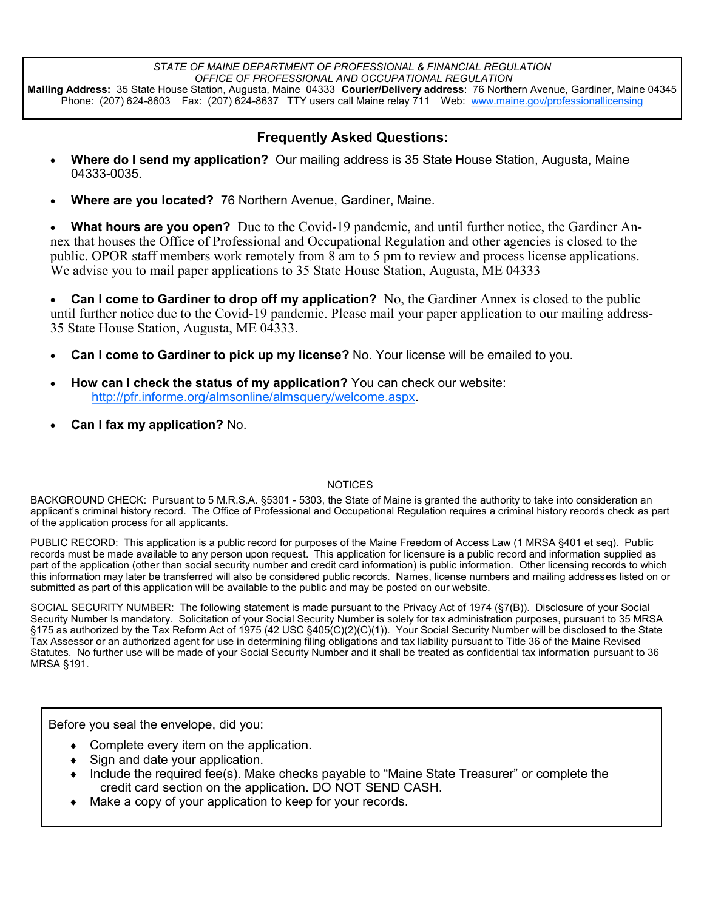*STATE OF MAINE DEPARTMENT OF PROFESSIONAL & FINANCIAL REGULATION*
*OFFICE OF PROFESSIONAL AND OCCUPATIONAL REGULATION*
**Mailing Address:** 35 State House Station, Augusta, Maine 04333 **Courier/Delivery address**: 76 Northern Avenue, Gardiner, Maine 04345
Phone: (207) 624-8603 Fax: (207) 624-8637 TTY users call Maine relay 711 Web: www.maine.gov/professionallicensing

## Frequently Asked Questions:

- **Where do I send my application?** Our mailing address is 35 State House Station, Augusta, Maine 04333-0035.
- **Where are you located?** 76 Northern Avenue, Gardiner, Maine.
- **What hours are you open?** Due to the Covid-19 pandemic, and until further notice, the Gardiner Annex that houses the Office of Professional and Occupational Regulation and other agencies is closed to the public. OPOR staff members work remotely from 8 am to 5 pm to review and process license applications. We advise you to mail paper applications to 35 State House Station, Augusta, ME 04333
- **Can I come to Gardiner to drop off my application?** No, the Gardiner Annex is closed to the public until further notice due to the Covid-19 pandemic. Please mail your paper application to our mailing address- 35 State House Station, Augusta, ME 04333.
- **Can I come to Gardiner to pick up my license?** No. Your license will be emailed to you.
- **How can I check the status of my application?** You can check our website: http://pfr.informe.org/almsonline/almsquery/welcome.aspx.
- **Can I fax my application?** No.

NOTICES

BACKGROUND CHECK: Pursuant to 5 M.R.S.A. §5301 - 5303, the State of Maine is granted the authority to take into consideration an applicant's criminal history record. The Office of Professional and Occupational Regulation requires a criminal history records check as part of the application process for all applicants.

PUBLIC RECORD: This application is a public record for purposes of the Maine Freedom of Access Law (1 MRSA §401 et seq). Public records must be made available to any person upon request. This application for licensure is a public record and information supplied as part of the application (other than social security number and credit card information) is public information. Other licensing records to which this information may later be transferred will also be considered public records. Names, license numbers and mailing addresses listed on or submitted as part of this application will be available to the public and may be posted on our website.

SOCIAL SECURITY NUMBER: The following statement is made pursuant to the Privacy Act of 1974 (§7(B)). Disclosure of your Social Security Number Is mandatory. Solicitation of your Social Security Number is solely for tax administration purposes, pursuant to 35 MRSA §175 as authorized by the Tax Reform Act of 1975 (42 USC §405(C)(2)(C)(1)). Your Social Security Number will be disclosed to the State Tax Assessor or an authorized agent for use in determining filing obligations and tax liability pursuant to Title 36 of the Maine Revised Statutes. No further use will be made of your Social Security Number and it shall be treated as confidential tax information pursuant to 36 MRSA §191.

Before you seal the envelope, did you:

- Complete every item on the application.
- Sign and date your application.
- Include the required fee(s). Make checks payable to "Maine State Treasurer" or complete the credit card section on the application. DO NOT SEND CASH.
- Make a copy of your application to keep for your records.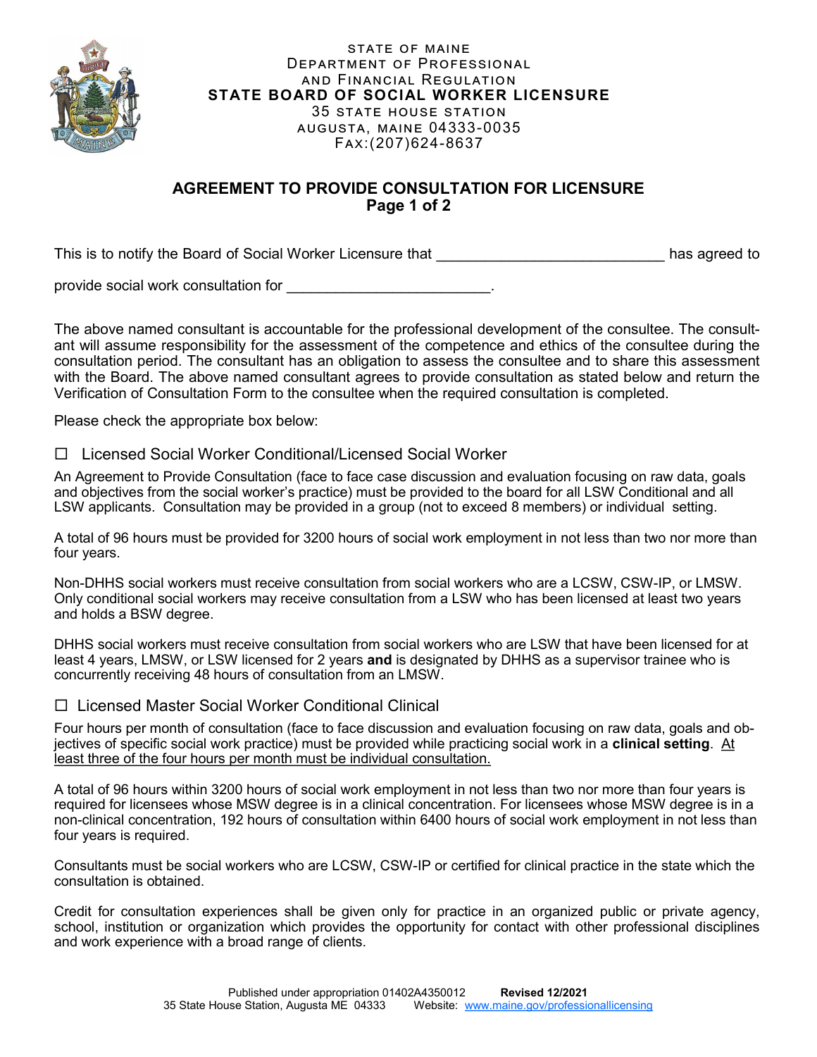STATE OF MAINE
DEPARTMENT OF PROFESSIONAL
AND FINANCIAL REGULATION
**STATE BOARD OF SOCIAL WORKER LICENSURE**
35 STATE HOUSE STATION
AUGUSTA, MAINE 04333-0035
FAX:(207)624-8637

## AGREEMENT TO PROVIDE CONSULTATION FOR LICENSURE
**Page 1 of 2**

This is to notify the Board of Social Worker Licensure that ___________________________ has agreed to provide social work consultation for ________________________.

The above named consultant is accountable for the professional development of the consultee. The consultant will assume responsibility for the assessment of the competence and ethics of the consultee during the consultation period. The consultant has an obligation to assess the consultee and to share this assessment with the Board. The above named consultant agrees to provide consultation as stated below and return the Verification of Consultation Form to the consultee when the required consultation is completed.

Please check the appropriate box below:

☐ Licensed Social Worker Conditional/Licensed Social Worker

An Agreement to Provide Consultation (face to face case discussion and evaluation focusing on raw data, goals and objectives from the social worker's practice) must be provided to the board for all LSW Conditional and all LSW applicants. Consultation may be provided in a group (not to exceed 8 members) or individual setting.

A total of 96 hours must be provided for 3200 hours of social work employment in not less than two nor more than four years.

Non-DHHS social workers must receive consultation from social workers who are a LCSW, CSW-IP, or LMSW. Only conditional social workers may receive consultation from a LSW who has been licensed at least two years and holds a BSW degree.

DHHS social workers must receive consultation from social workers who are LSW that have been licensed for at least 4 years, LMSW, or LSW licensed for 2 years **and** is designated by DHHS as a supervisor trainee who is concurrently receiving 48 hours of consultation from an LMSW.

☐ Licensed Master Social Worker Conditional Clinical

Four hours per month of consultation (face to face discussion and evaluation focusing on raw data, goals and objectives of specific social work practice) must be provided while practicing social work in a **clinical setting**. <u>At least three of the four hours per month must be individual consultation.</u>

A total of 96 hours within 3200 hours of social work employment in not less than two nor more than four years is required for licensees whose MSW degree is in a clinical concentration. For licensees whose MSW degree is in a non-clinical concentration, 192 hours of consultation within 6400 hours of social work employment in not less than four years is required.

Consultants must be social workers who are LCSW, CSW-IP or certified for clinical practice in the state which the consultation is obtained.

Credit for consultation experiences shall be given only for practice in an organized public or private agency, school, institution or organization which provides the opportunity for contact with other professional disciplines and work experience with a broad range of clients.

Published under appropriation 01402A4350012 **Revised 12/2021**
35 State House Station, Augusta ME 04333 Website: www.maine.gov/professionallicensing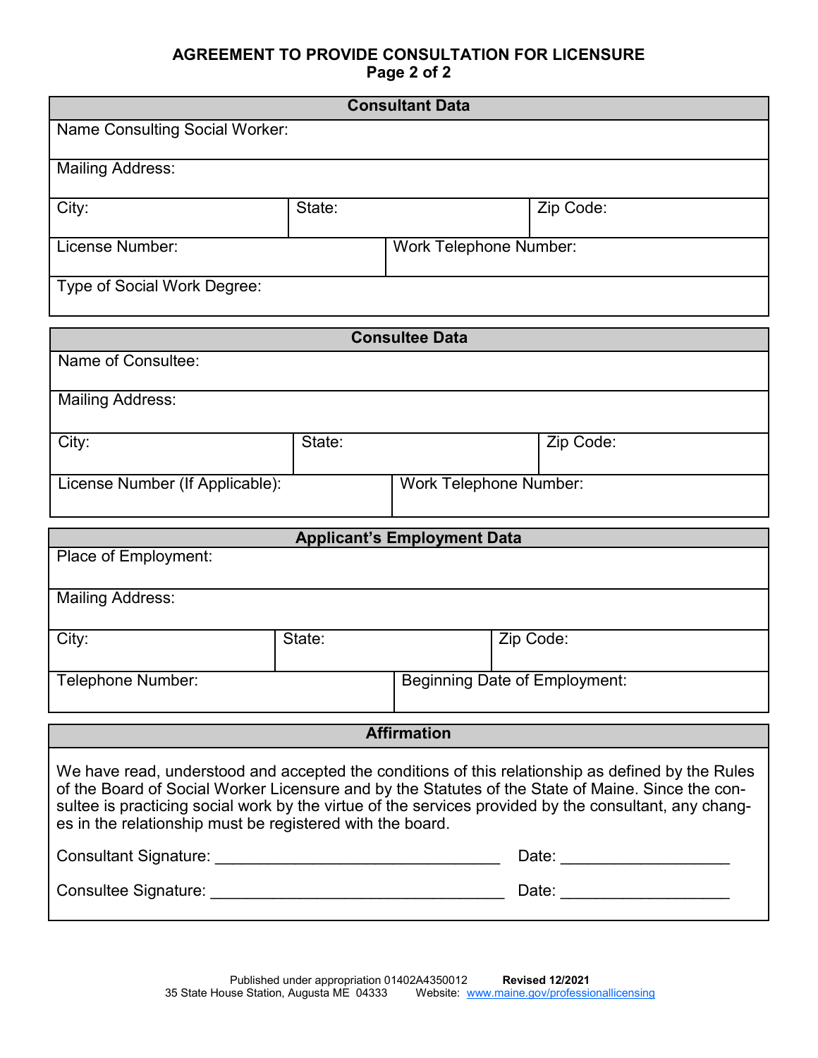## AGREEMENT TO PROVIDE CONSULTATION FOR LICENSURE

**Page 2 of 2**

| **Consultant Data** | | |
|---|---|---|
| Name Consulting Social Worker: | | |
| Mailing Address: | | |
| City: | State: | Zip Code: |
| License Number: | Work Telephone Number: | |
| Type of Social Work Degree: | | |

| **Consultee Data** | | |
|---|---|---|
| Name of Consultee: | | |
| Mailing Address: | | |
| City: | State: | Zip Code: |
| License Number (If Applicable): | Work Telephone Number: | |

| **Applicant's Employment Data** | | |
|---|---|---|
| Place of Employment: | | |
| Mailing Address: | | |
| City: | State: | Zip Code: |
| Telephone Number: | Beginning Date of Employment: | |

### Affirmation

We have read, understood and accepted the conditions of this relationship as defined by the Rules of the Board of Social Worker Licensure and by the Statutes of the State of Maine. Since the consultee is practicing social work by the virtue of the services provided by the consultant, any changes in the relationship must be registered with the board.

Consultant Signature: ________________________________ Date: __________________

Consultee Signature: ________________________________ Date: __________________

Published under appropriation 01402A4350012 **Revised 12/2021**
35 State House Station, Augusta ME 04333 Website: www.maine.gov/professionallicensing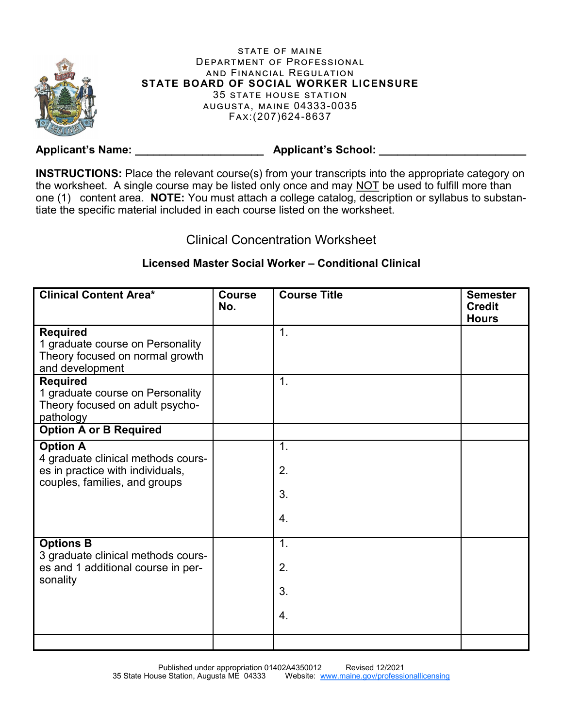STATE OF MAINE
DEPARTMENT OF PROFESSIONAL
AND FINANCIAL REGULATION
**STATE BOARD OF SOCIAL WORKER LICENSURE**
35 STATE HOUSE STATION
AUGUSTA, MAINE 04333-0035
FAX:(207)624-8637

**Applicant's Name:** ____________________ **Applicant's School:** ______________________

**INSTRUCTIONS:** Place the relevant course(s) from your transcripts into the appropriate category on the worksheet. A single course may be listed only once and may NOT be used to fulfill more than one (1) content area. **NOTE:** You must attach a college catalog, description or syllabus to substantiate the specific material included in each course listed on the worksheet.

## Clinical Concentration Worksheet

### Licensed Master Social Worker – Conditional Clinical

| Clinical Content Area* | Course No. | Course Title | Semester Credit Hours |
|---|---|---|---|
| **Required** 1 graduate course on Personality Theory focused on normal growth and development | | 1. | |
| **Required** 1 graduate course on Personality Theory focused on adult psycho-pathology | | 1. | |
| **Option A or B Required** | | | |
| **Option A** 4 graduate clinical methods courses in practice with individuals, couples, families, and groups | | 1.<br>2.<br>3.<br>4. | |
| **Options B** 3 graduate clinical methods courses and 1 additional course in personality | | 1.<br>2.<br>3.<br>4. | |
| | | | |

Published under appropriation 01402A4350012 Revised 12/2021
35 State House Station, Augusta ME 04333 Website: www.maine.gov/professionallicensing